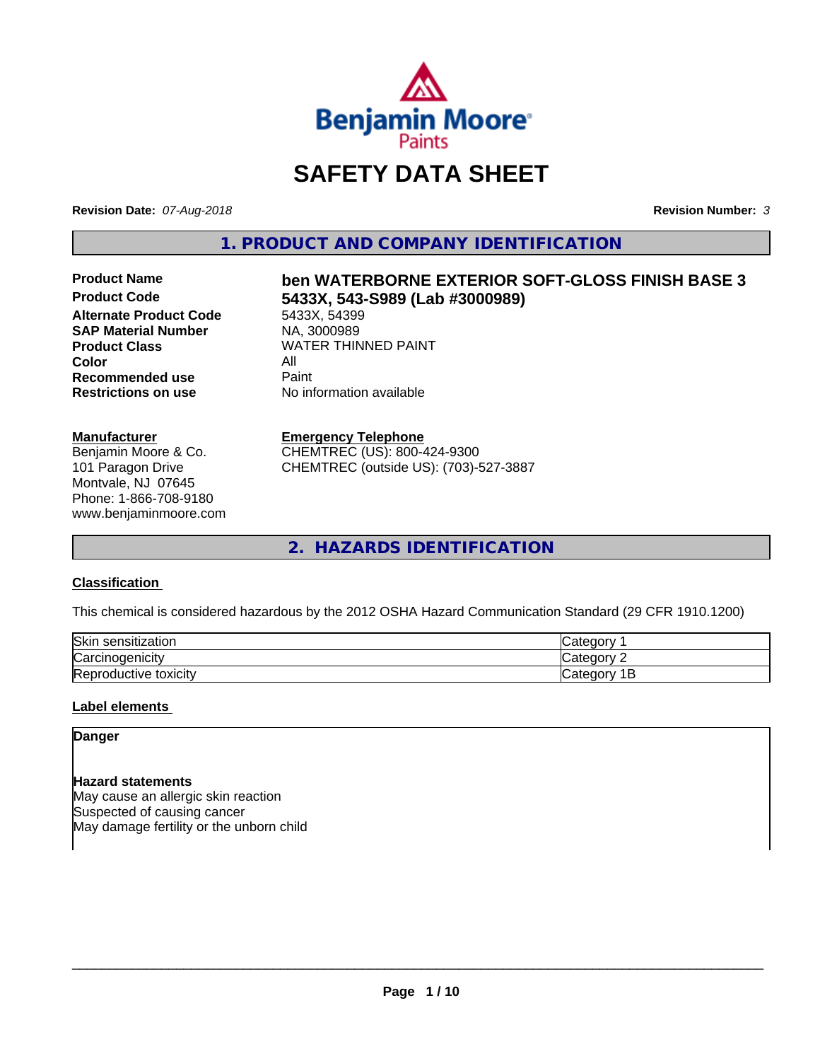# SAFETY DATA SHEET

**Revision Date:** *07-Aug-2018* **Revision Number:** *3*

## 1. PRODUCT AND COMPANY IDENTIFICATION

**Product Name** **ben WATERBORNE EXTERIOR SOFT-GLOSS FINISH BASE 3**
**Product Code** **5433X, 543-S989 (Lab #3000989)**
**Alternate Product Code** 5433X, 54399
**SAP Material Number** NA, 3000989
**Product Class** WATER THINNED PAINT
**Color** All
**Recommended use** Paint
**Restrictions on use** No information available

**Manufacturer**
Benjamin Moore & Co.
101 Paragon Drive
Montvale, NJ 07645
Phone: 1-866-708-9180
www.benjaminmoore.com

**Emergency Telephone**
CHEMTREC (US): 800-424-9300
CHEMTREC (outside US): (703)-527-3887

## 2. HAZARDS IDENTIFICATION

### Classification

This chemical is considered hazardous by the 2012 OSHA Hazard Communication Standard (29 CFR 1910.1200)

| | |
|---|---|
| Skin sensitization | Category 1 |
| Carcinogenicity | Category 2 |
| Reproductive toxicity | Category 1B |

### Label elements

**Danger**

**Hazard statements**
May cause an allergic skin reaction
Suspected of causing cancer
May damage fertility or the unborn child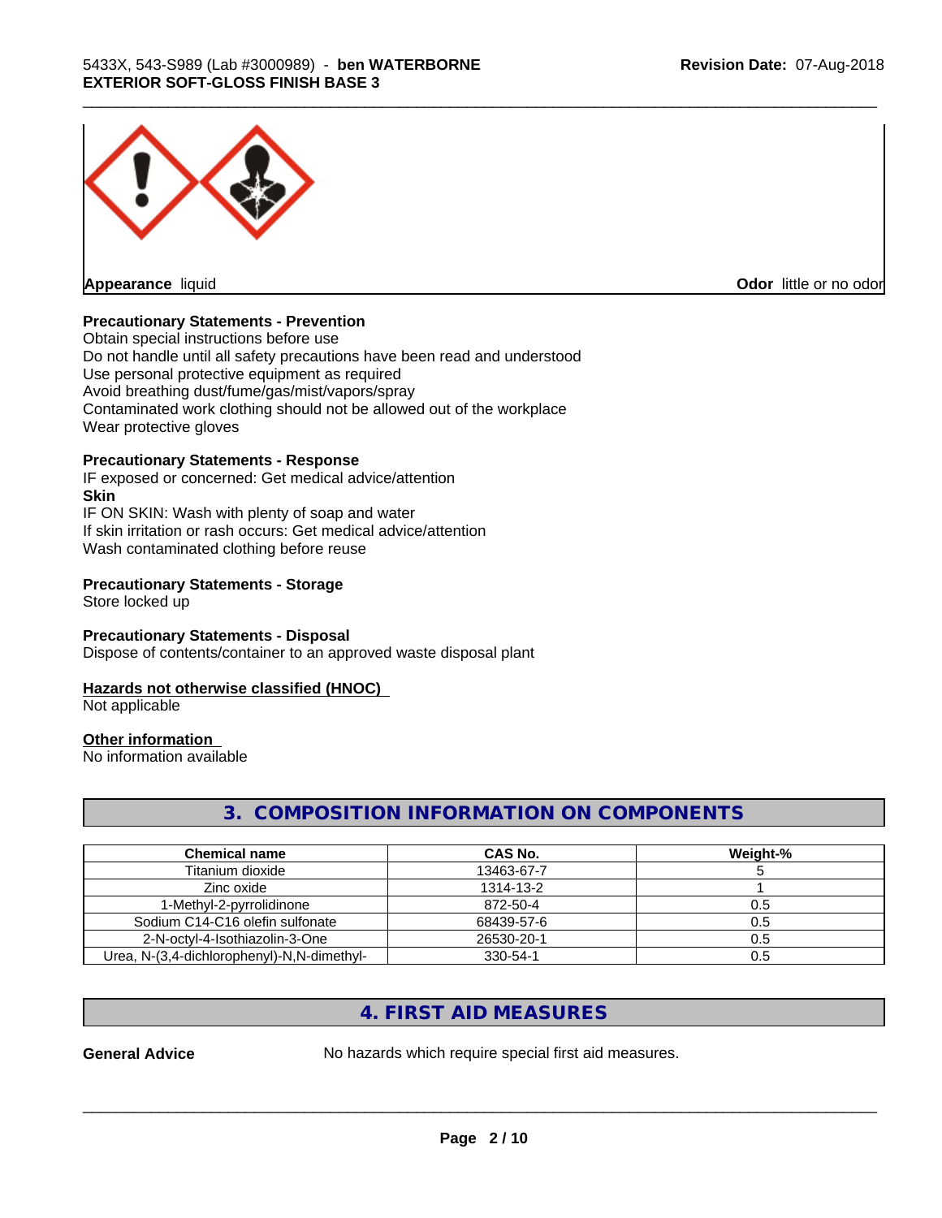**Appearance** liquid

**Odor** little or no odor

**Precautionary Statements - Prevention**

Obtain special instructions before use
Do not handle until all safety precautions have been read and understood
Use personal protective equipment as required
Avoid breathing dust/fume/gas/mist/vapors/spray
Contaminated work clothing should not be allowed out of the workplace
Wear protective gloves

**Precautionary Statements - Response**

IF exposed or concerned: Get medical advice/attention

**Skin**

IF ON SKIN: Wash with plenty of soap and water
If skin irritation or rash occurs: Get medical advice/attention
Wash contaminated clothing before reuse

**Precautionary Statements - Storage**

Store locked up

**Precautionary Statements - Disposal**

Dispose of contents/container to an approved waste disposal plant

**Hazards not otherwise classified (HNOC)**

Not applicable

**Other information**

No information available

## 3. COMPOSITION INFORMATION ON COMPONENTS

| Chemical name | CAS No. | Weight-% |
|---|---|---|
| Titanium dioxide | 13463-67-7 | 5 |
| Zinc oxide | 1314-13-2 | 1 |
| 1-Methyl-2-pyrrolidinone | 872-50-4 | 0.5 |
| Sodium C14-C16 olefin sulfonate | 68439-57-6 | 0.5 |
| 2-N-octyl-4-Isothiazolin-3-One | 26530-20-1 | 0.5 |
| Urea, N-(3,4-dichlorophenyl)-N,N-dimethyl- | 330-54-1 | 0.5 |

## 4. FIRST AID MEASURES

**General Advice** No hazards which require special first aid measures.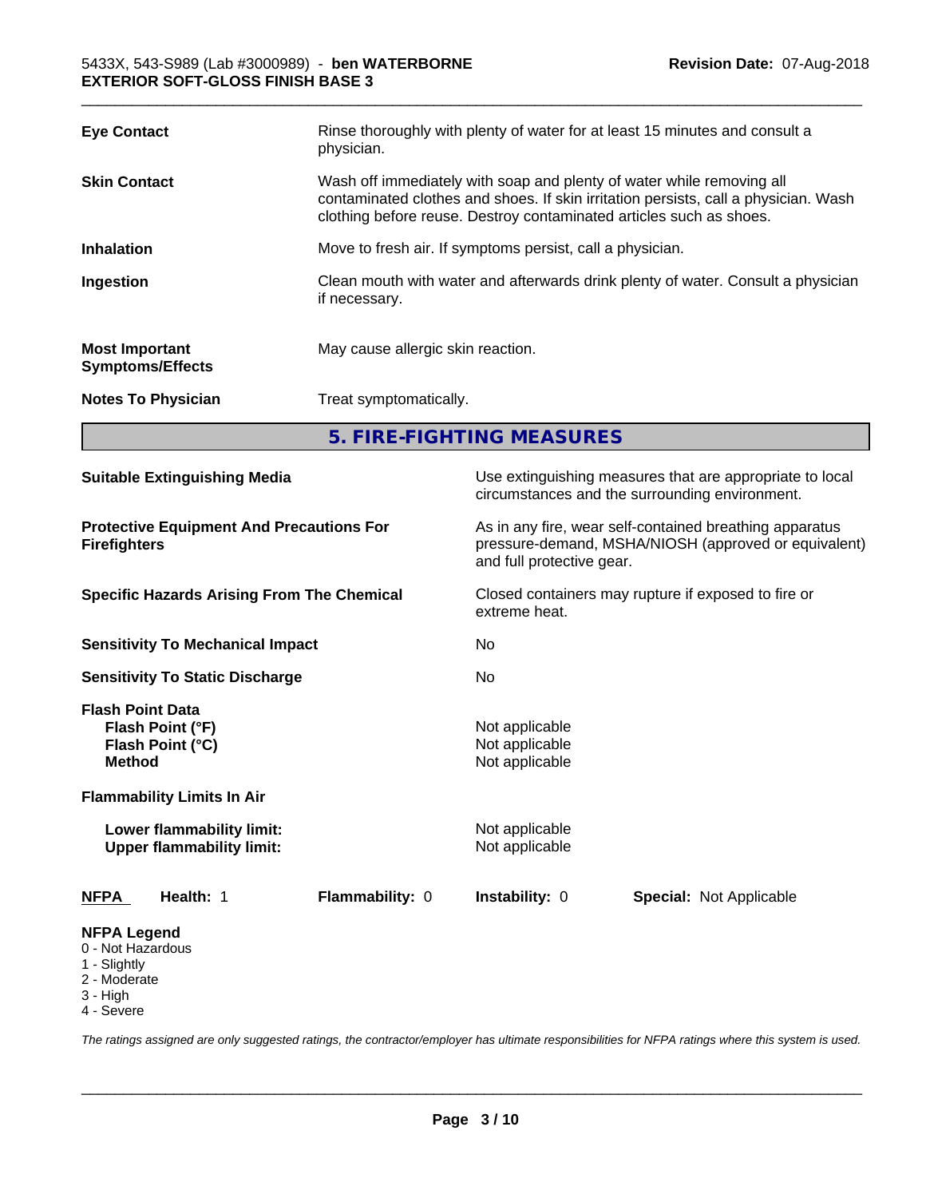| | |
|---|---|
| **Eye Contact** | Rinse thoroughly with plenty of water for at least 15 minutes and consult a physician. |
| **Skin Contact** | Wash off immediately with soap and plenty of water while removing all contaminated clothes and shoes. If skin irritation persists, call a physician. Wash clothing before reuse. Destroy contaminated articles such as shoes. |
| **Inhalation** | Move to fresh air. If symptoms persist, call a physician. |
| **Ingestion** | Clean mouth with water and afterwards drink plenty of water. Consult a physician if necessary. |
| **Most Important Symptoms/Effects** | May cause allergic skin reaction. |
| **Notes To Physician** | Treat symptomatically. |

## 5. FIRE-FIGHTING MEASURES

| | |
|---|---|
| **Suitable Extinguishing Media** | Use extinguishing measures that are appropriate to local circumstances and the surrounding environment. |
| **Protective Equipment And Precautions For Firefighters** | As in any fire, wear self-contained breathing apparatus pressure-demand, MSHA/NIOSH (approved or equivalent) and full protective gear. |
| **Specific Hazards Arising From The Chemical** | Closed containers may rupture if exposed to fire or extreme heat. |
| **Sensitivity To Mechanical Impact** | No |
| **Sensitivity To Static Discharge** | No |
| **Flash Point Data** | |
| **Flash Point (°F)** | Not applicable |
| **Flash Point (°C)** | Not applicable |
| **Method** | Not applicable |
| **Flammability Limits In Air** | |
| **Lower flammability limit:** | Not applicable |
| **Upper flammability limit:** | Not applicable |

| **NFPA** | **Health:** 1 | **Flammability:** 0 | **Instability:** 0 | **Special:** Not Applicable |
|---|---|---|---|---|

**NFPA Legend**
0 - Not Hazardous
1 - Slightly
2 - Moderate
3 - High
4 - Severe

*The ratings assigned are only suggested ratings, the contractor/employer has ultimate responsibilities for NFPA ratings where this system is used.*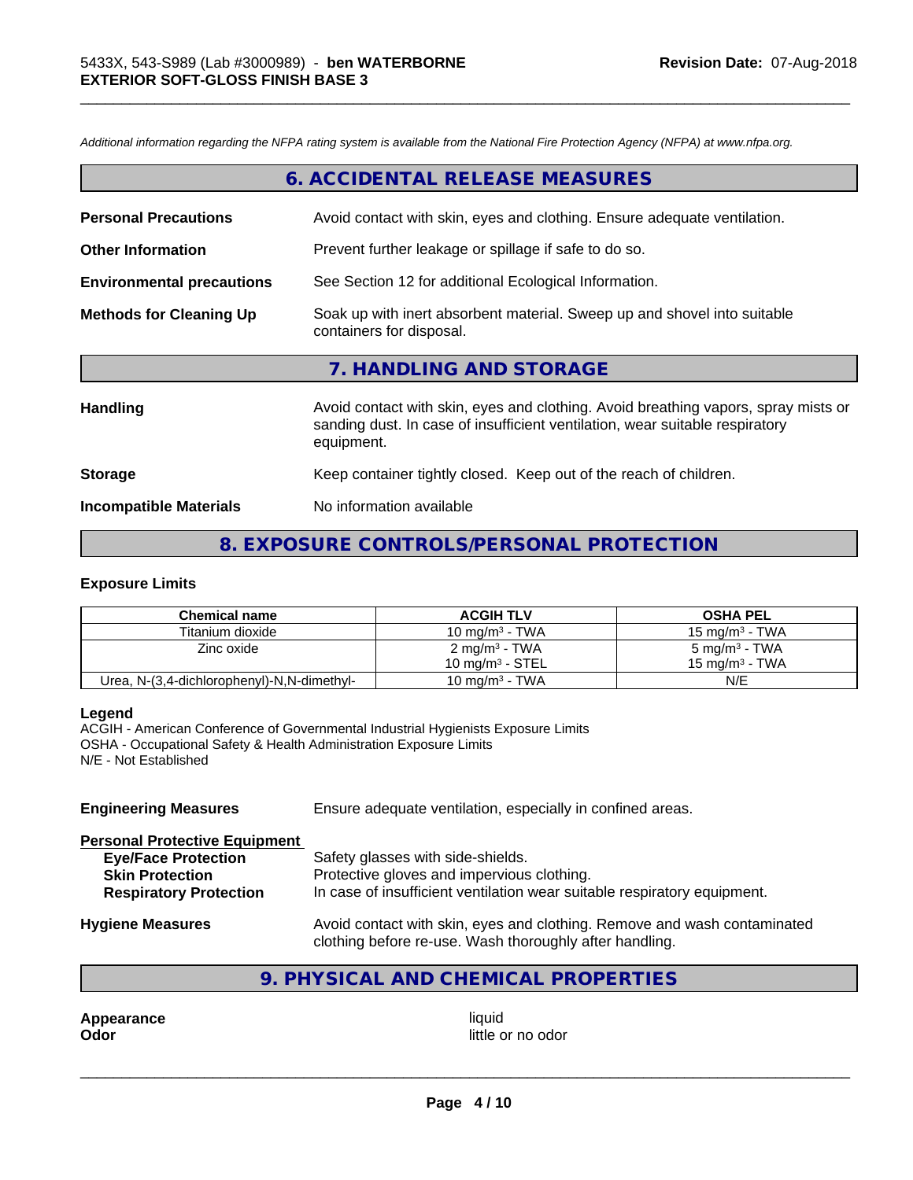*Additional information regarding the NFPA rating system is available from the National Fire Protection Agency (NFPA) at www.nfpa.org.*

## 6. ACCIDENTAL RELEASE MEASURES

**Personal Precautions**: Avoid contact with skin, eyes and clothing. Ensure adequate ventilation.

**Other Information**: Prevent further leakage or spillage if safe to do so.

**Environmental precautions**: See Section 12 for additional Ecological Information.

**Methods for Cleaning Up**: Soak up with inert absorbent material. Sweep up and shovel into suitable containers for disposal.

## 7. HANDLING AND STORAGE

**Handling**: Avoid contact with skin, eyes and clothing. Avoid breathing vapors, spray mists or sanding dust. In case of insufficient ventilation, wear suitable respiratory equipment.

**Storage**: Keep container tightly closed. Keep out of the reach of children.

**Incompatible Materials**: No information available

## 8. EXPOSURE CONTROLS/PERSONAL PROTECTION

### Exposure Limits

| Chemical name | ACGIH TLV | OSHA PEL |
|---|---|---|
| Titanium dioxide | 10 mg/m³ - TWA | 15 mg/m³ - TWA |
| Zinc oxide | 2 mg/m³ - TWA<br>10 mg/m³ - STEL | 5 mg/m³ - TWA<br>15 mg/m³ - TWA |
| Urea, N-(3,4-dichlorophenyl)-N,N-dimethyl- | 10 mg/m³ - TWA | N/E |

**Legend**
ACGIH - American Conference of Governmental Industrial Hygienists Exposure Limits
OSHA - Occupational Safety & Health Administration Exposure Limits
N/E - Not Established

**Engineering Measures**: Ensure adequate ventilation, especially in confined areas.

**Personal Protective Equipment**
- **Eye/Face Protection**: Safety glasses with side-shields.
- **Skin Protection**: Protective gloves and impervious clothing.
- **Respiratory Protection**: In case of insufficient ventilation wear suitable respiratory equipment.

**Hygiene Measures**: Avoid contact with skin, eyes and clothing. Remove and wash contaminated clothing before re-use. Wash thoroughly after handling.

## 9. PHYSICAL AND CHEMICAL PROPERTIES

**Appearance**: liquid
**Odor**: little or no odor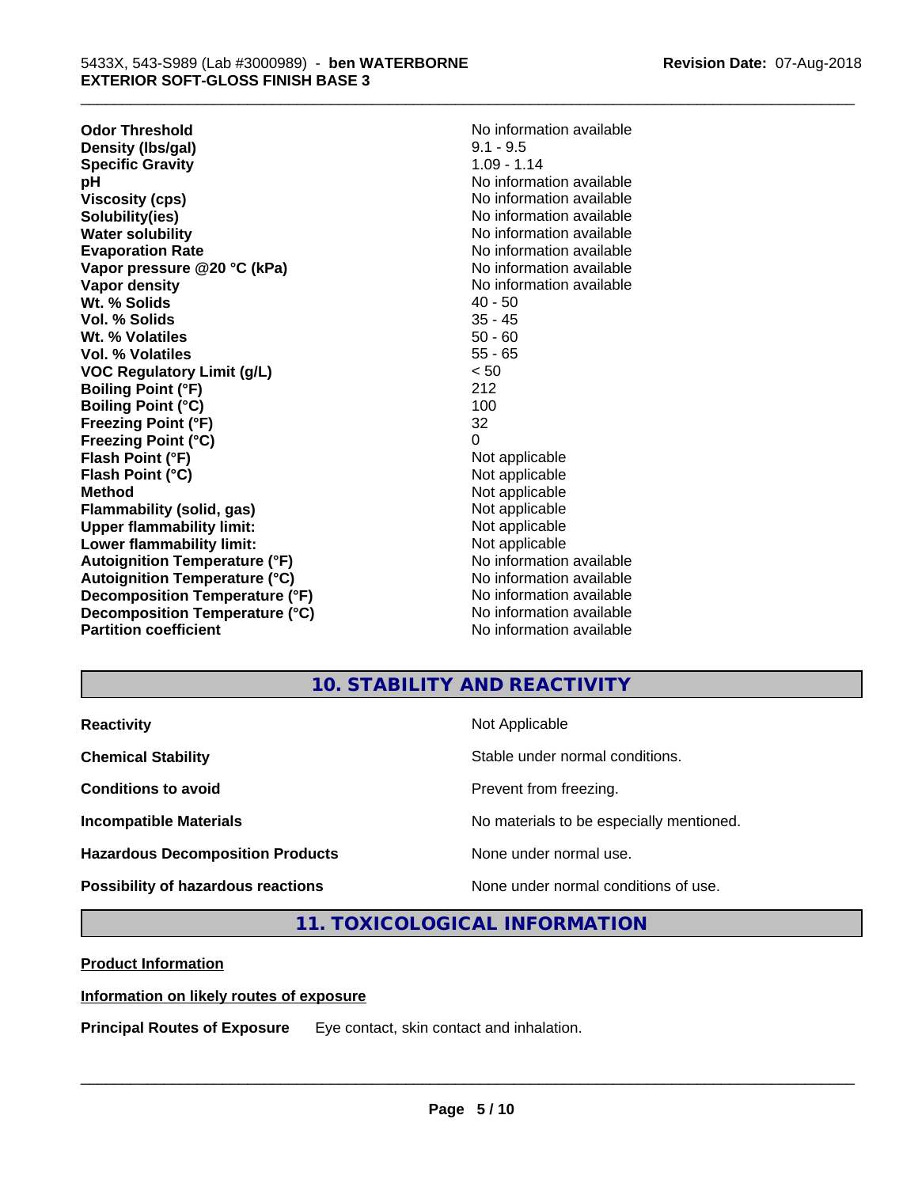| | |
|---|---|
| **Odor Threshold** | No information available |
| **Density (lbs/gal)** | 9.1 - 9.5 |
| **Specific Gravity** | 1.09 - 1.14 |
| **pH** | No information available |
| **Viscosity (cps)** | No information available |
| **Solubility(ies)** | No information available |
| **Water solubility** | No information available |
| **Evaporation Rate** | No information available |
| **Vapor pressure @20 °C (kPa)** | No information available |
| **Vapor density** | No information available |
| **Wt. % Solids** | 40 - 50 |
| **Vol. % Solids** | 35 - 45 |
| **Wt. % Volatiles** | 50 - 60 |
| **Vol. % Volatiles** | 55 - 65 |
| **VOC Regulatory Limit (g/L)** | < 50 |
| **Boiling Point (°F)** | 212 |
| **Boiling Point (°C)** | 100 |
| **Freezing Point (°F)** | 32 |
| **Freezing Point (°C)** | 0 |
| **Flash Point (°F)** | Not applicable |
| **Flash Point (°C)** | Not applicable |
| **Method** | Not applicable |
| **Flammability (solid, gas)** | Not applicable |
| **Upper flammability limit:** | Not applicable |
| **Lower flammability limit:** | Not applicable |
| **Autoignition Temperature (°F)** | No information available |
| **Autoignition Temperature (°C)** | No information available |
| **Decomposition Temperature (°F)** | No information available |
| **Decomposition Temperature (°C)** | No information available |
| **Partition coefficient** | No information available |

## 10. STABILITY AND REACTIVITY

| | |
|---|---|
| **Reactivity** | Not Applicable |
| **Chemical Stability** | Stable under normal conditions. |
| **Conditions to avoid** | Prevent from freezing. |
| **Incompatible Materials** | No materials to be especially mentioned. |
| **Hazardous Decomposition Products** | None under normal use. |
| **Possibility of hazardous reactions** | None under normal conditions of use. |

## 11. TOXICOLOGICAL INFORMATION

**Product Information**

**Information on likely routes of exposure**

**Principal Routes of Exposure** Eye contact, skin contact and inhalation.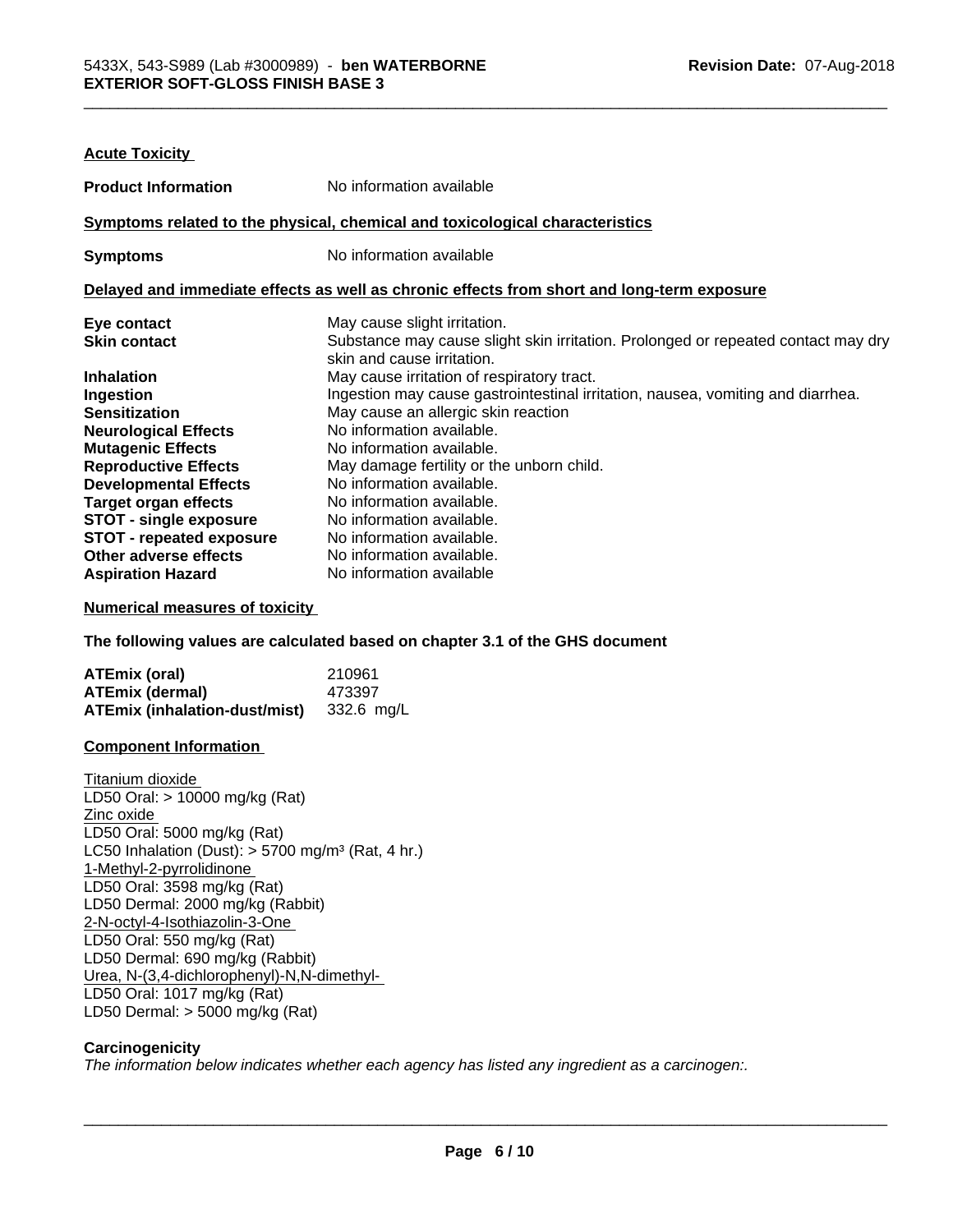**Acute Toxicity**

| | |
|---|---|
| **Product Information** | No information available |

**Symptoms related to the physical, chemical and toxicological characteristics**

| | |
|---|---|
| **Symptoms** | No information available |

**Delayed and immediate effects as well as chronic effects from short and long-term exposure**

| | |
|---|---|
| **Eye contact** | May cause slight irritation. |
| **Skin contact** | Substance may cause slight skin irritation. Prolonged or repeated contact may dry skin and cause irritation. |
| **Inhalation** | May cause irritation of respiratory tract. |
| **Ingestion** | Ingestion may cause gastrointestinal irritation, nausea, vomiting and diarrhea. |
| **Sensitization** | May cause an allergic skin reaction |
| **Neurological Effects** | No information available. |
| **Mutagenic Effects** | No information available. |
| **Reproductive Effects** | May damage fertility or the unborn child. |
| **Developmental Effects** | No information available. |
| **Target organ effects** | No information available. |
| **STOT - single exposure** | No information available. |
| **STOT - repeated exposure** | No information available. |
| **Other adverse effects** | No information available. |
| **Aspiration Hazard** | No information available |

**Numerical measures of toxicity**

**The following values are calculated based on chapter 3.1 of the GHS document**

| | |
|---|---|
| **ATEmix (oral)** | 210961 |
| **ATEmix (dermal)** | 473397 |
| **ATEmix (inhalation-dust/mist)** | 332.6 mg/L |

**Component Information**

Titanium dioxide
LD50 Oral: > 10000 mg/kg (Rat)
Zinc oxide
LD50 Oral: 5000 mg/kg (Rat)
LC50 Inhalation (Dust): > 5700 mg/m³ (Rat, 4 hr.)
1-Methyl-2-pyrrolidinone
LD50 Oral: 3598 mg/kg (Rat)
LD50 Dermal: 2000 mg/kg (Rabbit)
2-N-octyl-4-Isothiazolin-3-One
LD50 Oral: 550 mg/kg (Rat)
LD50 Dermal: 690 mg/kg (Rabbit)
Urea, N-(3,4-dichlorophenyl)-N,N-dimethyl-
LD50 Oral: 1017 mg/kg (Rat)
LD50 Dermal: > 5000 mg/kg (Rat)

**Carcinogenicity**

*The information below indicates whether each agency has listed any ingredient as a carcinogen:.*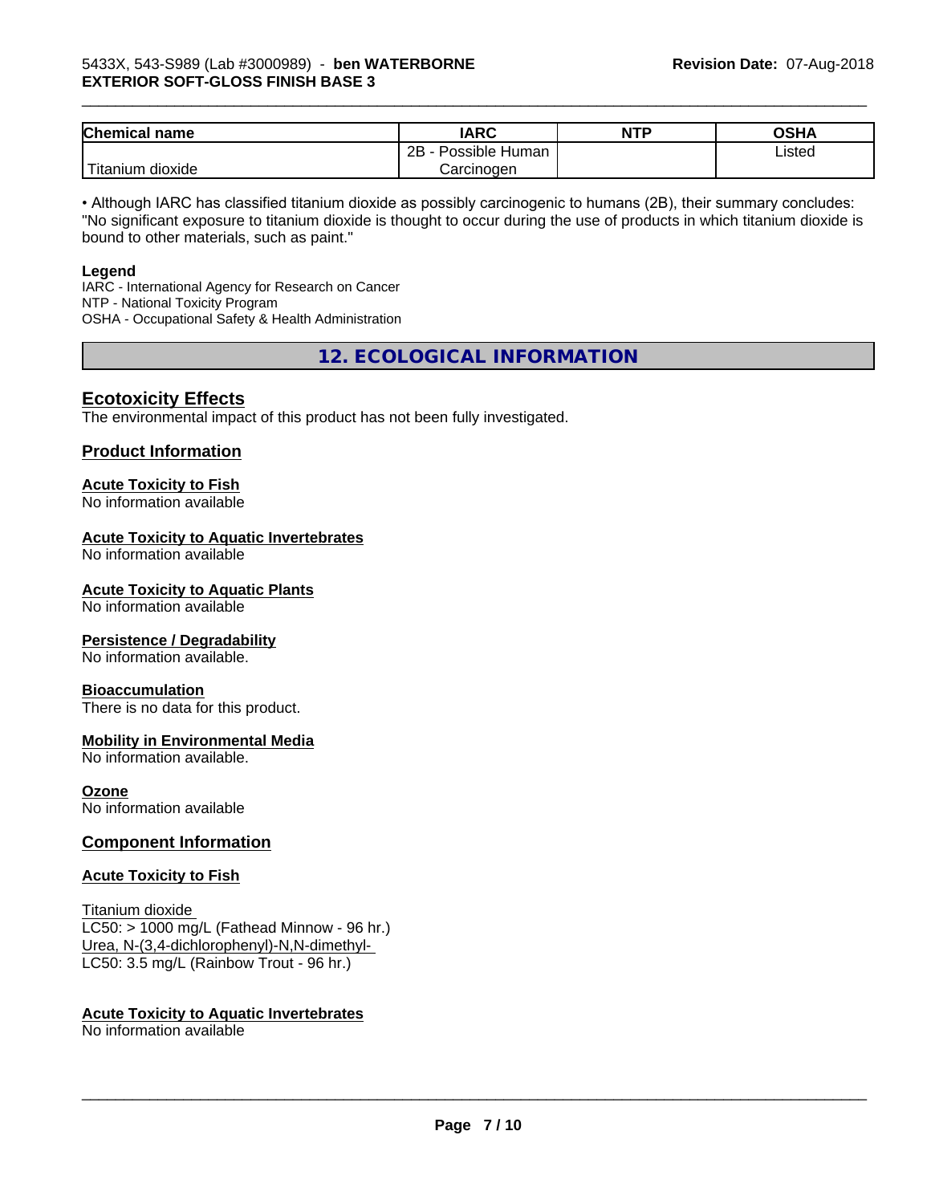| Chemical name | IARC | NTP | OSHA |
|---|---|---|---|
| Titanium dioxide | 2B - Possible Human Carcinogen | | Listed |

• Although IARC has classified titanium dioxide as possibly carcinogenic to humans (2B), their summary concludes: "No significant exposure to titanium dioxide is thought to occur during the use of products in which titanium dioxide is bound to other materials, such as paint."

**Legend**

IARC - International Agency for Research on Cancer
NTP - National Toxicity Program
OSHA - Occupational Safety & Health Administration

## 12. ECOLOGICAL INFORMATION

### Ecotoxicity Effects

The environmental impact of this product has not been fully investigated.

### Product Information

**Acute Toxicity to Fish**
No information available

**Acute Toxicity to Aquatic Invertebrates**
No information available

**Acute Toxicity to Aquatic Plants**
No information available

**Persistence / Degradability**
No information available.

**Bioaccumulation**
There is no data for this product.

**Mobility in Environmental Media**
No information available.

**Ozone**
No information available

### Component Information

**Acute Toxicity to Fish**

Titanium dioxide
LC50: > 1000 mg/L (Fathead Minnow - 96 hr.)
Urea, N-(3,4-dichlorophenyl)-N,N-dimethyl-
LC50: 3.5 mg/L (Rainbow Trout - 96 hr.)

**Acute Toxicity to Aquatic Invertebrates**
No information available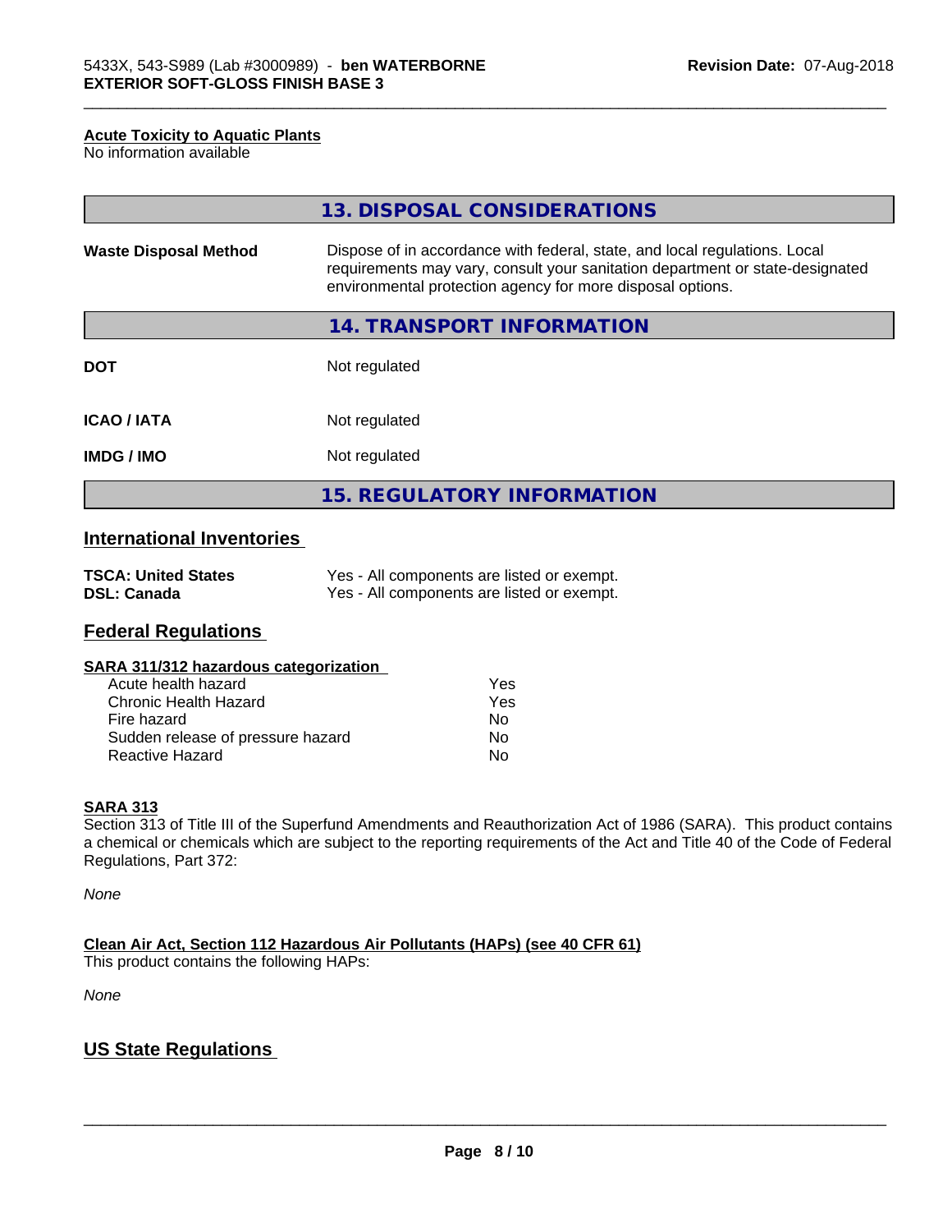**Acute Toxicity to Aquatic Plants**
No information available

## 13. DISPOSAL CONSIDERATIONS

| | |
|---|---|
| **Waste Disposal Method** | Dispose of in accordance with federal, state, and local regulations. Local requirements may vary, consult your sanitation department or state-designated environmental protection agency for more disposal options. |

## 14. TRANSPORT INFORMATION

| | |
|---|---|
| **DOT** | Not regulated |
| **ICAO / IATA** | Not regulated |
| **IMDG / IMO** | Not regulated |

## 15. REGULATORY INFORMATION

### International Inventories

| | |
|---|---|
| **TSCA: United States** | Yes - All components are listed or exempt. |
| **DSL: Canada** | Yes - All components are listed or exempt. |

### Federal Regulations

**SARA 311/312 hazardous categorization**

| | |
|---|---|
| Acute health hazard | Yes |
| Chronic Health Hazard | Yes |
| Fire hazard | No |
| Sudden release of pressure hazard | No |
| Reactive Hazard | No |

**SARA 313**
Section 313 of Title III of the Superfund Amendments and Reauthorization Act of 1986 (SARA). This product contains a chemical or chemicals which are subject to the reporting requirements of the Act and Title 40 of the Code of Federal Regulations, Part 372:

*None*

**Clean Air Act, Section 112 Hazardous Air Pollutants (HAPs) (see 40 CFR 61)**
This product contains the following HAPs:

*None*

### US State Regulations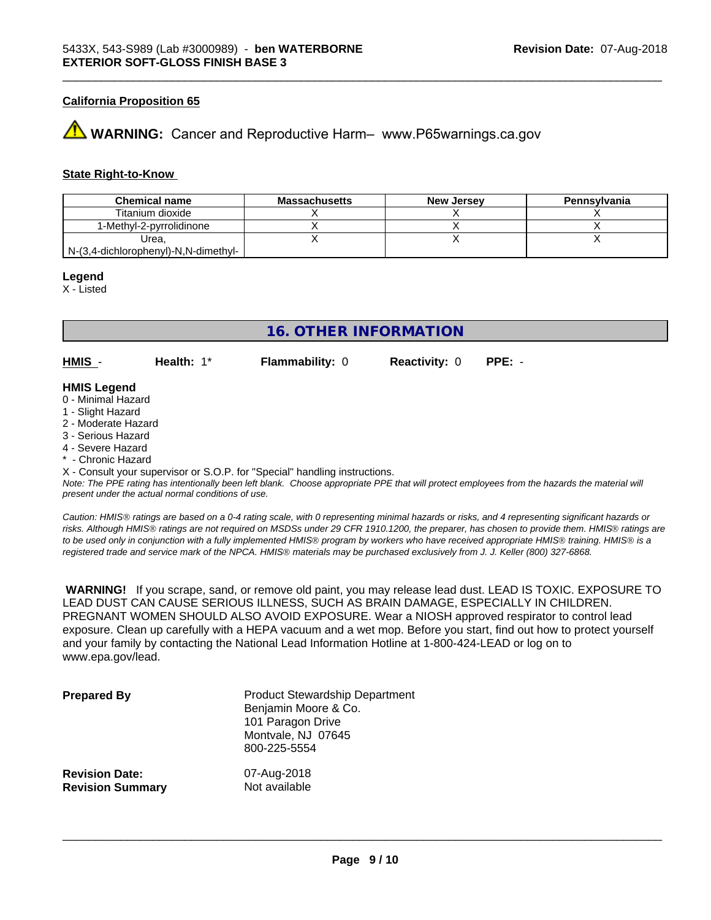#### California Proposition 65

⚠ **WARNING:** Cancer and Reproductive Harm– www.P65warnings.ca.gov

#### State Right-to-Know

| Chemical name | Massachusetts | New Jersey | Pennsylvania |
| --- | --- | --- | --- |
| Titanium dioxide | X | X | X |
| 1-Methyl-2-pyrrolidinone | X | X | X |
| Urea, N-(3,4-dichlorophenyl)-N,N-dimethyl- | X | X | X |

**Legend**

X - Listed

## 16. OTHER INFORMATION

**HMIS** - **Health:** 1* **Flammability:** 0 **Reactivity:** 0 **PPE:** -

**HMIS Legend**

0 - Minimal Hazard
1 - Slight Hazard
2 - Moderate Hazard
3 - Serious Hazard
4 - Severe Hazard
* - Chronic Hazard
X - Consult your supervisor or S.O.P. for "Special" handling instructions.

*Note: The PPE rating has intentionally been left blank. Choose appropriate PPE that will protect employees from the hazards the material will present under the actual normal conditions of use.*

*Caution: HMIS® ratings are based on a 0-4 rating scale, with 0 representing minimal hazards or risks, and 4 representing significant hazards or risks. Although HMIS® ratings are not required on MSDSs under 29 CFR 1910.1200, the preparer, has chosen to provide them. HMIS® ratings are to be used only in conjunction with a fully implemented HMIS® program by workers who have received appropriate HMIS® training. HMIS® is a registered trade and service mark of the NPCA. HMIS® materials may be purchased exclusively from J. J. Keller (800) 327-6868.*

**WARNING!** If you scrape, sand, or remove old paint, you may release lead dust. LEAD IS TOXIC. EXPOSURE TO LEAD DUST CAN CAUSE SERIOUS ILLNESS, SUCH AS BRAIN DAMAGE, ESPECIALLY IN CHILDREN. PREGNANT WOMEN SHOULD ALSO AVOID EXPOSURE. Wear a NIOSH approved respirator to control lead exposure. Clean up carefully with a HEPA vacuum and a wet mop. Before you start, find out how to protect yourself and your family by contacting the National Lead Information Hotline at 1-800-424-LEAD or log on to www.epa.gov/lead.

**Prepared By**
Product Stewardship Department
Benjamin Moore & Co.
101 Paragon Drive
Montvale, NJ 07645
800-225-5554

**Revision Date:** 07-Aug-2018
**Revision Summary** Not available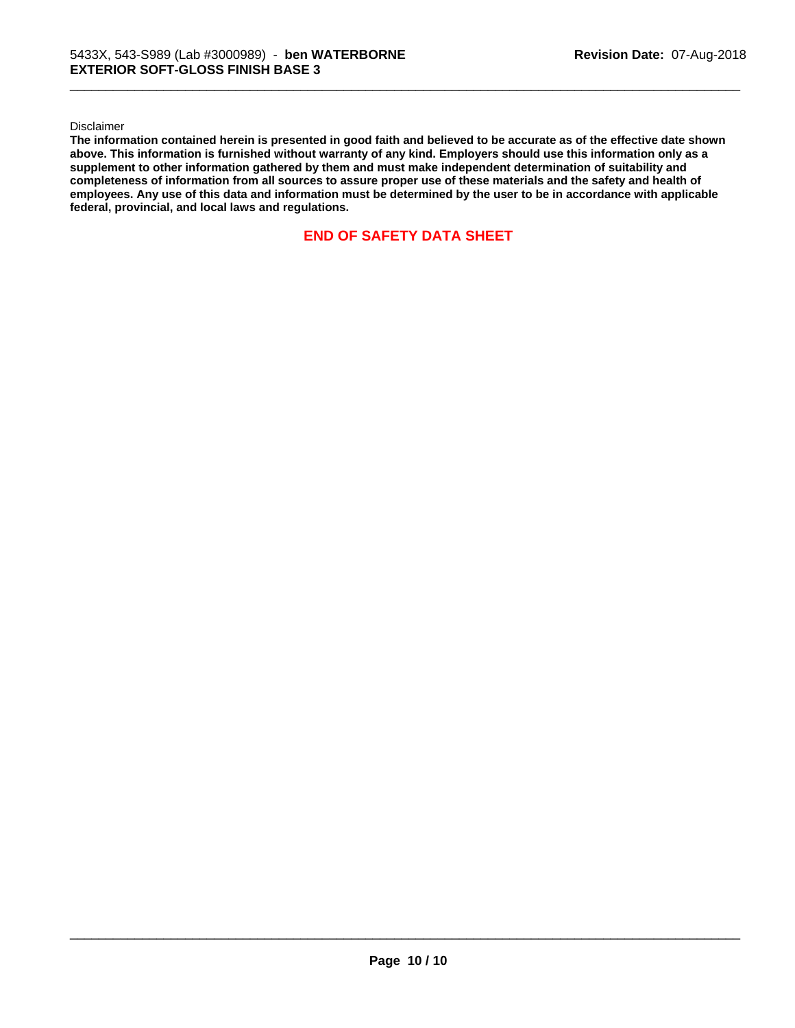Disclaimer

**The information contained herein is presented in good faith and believed to be accurate as of the effective date shown above. This information is furnished without warranty of any kind. Employers should use this information only as a supplement to other information gathered by them and must make independent determination of suitability and completeness of information from all sources to assure proper use of these materials and the safety and health of employees. Any use of this data and information must be determined by the user to be in accordance with applicable federal, provincial, and local laws and regulations.**

**END OF SAFETY DATA SHEET**